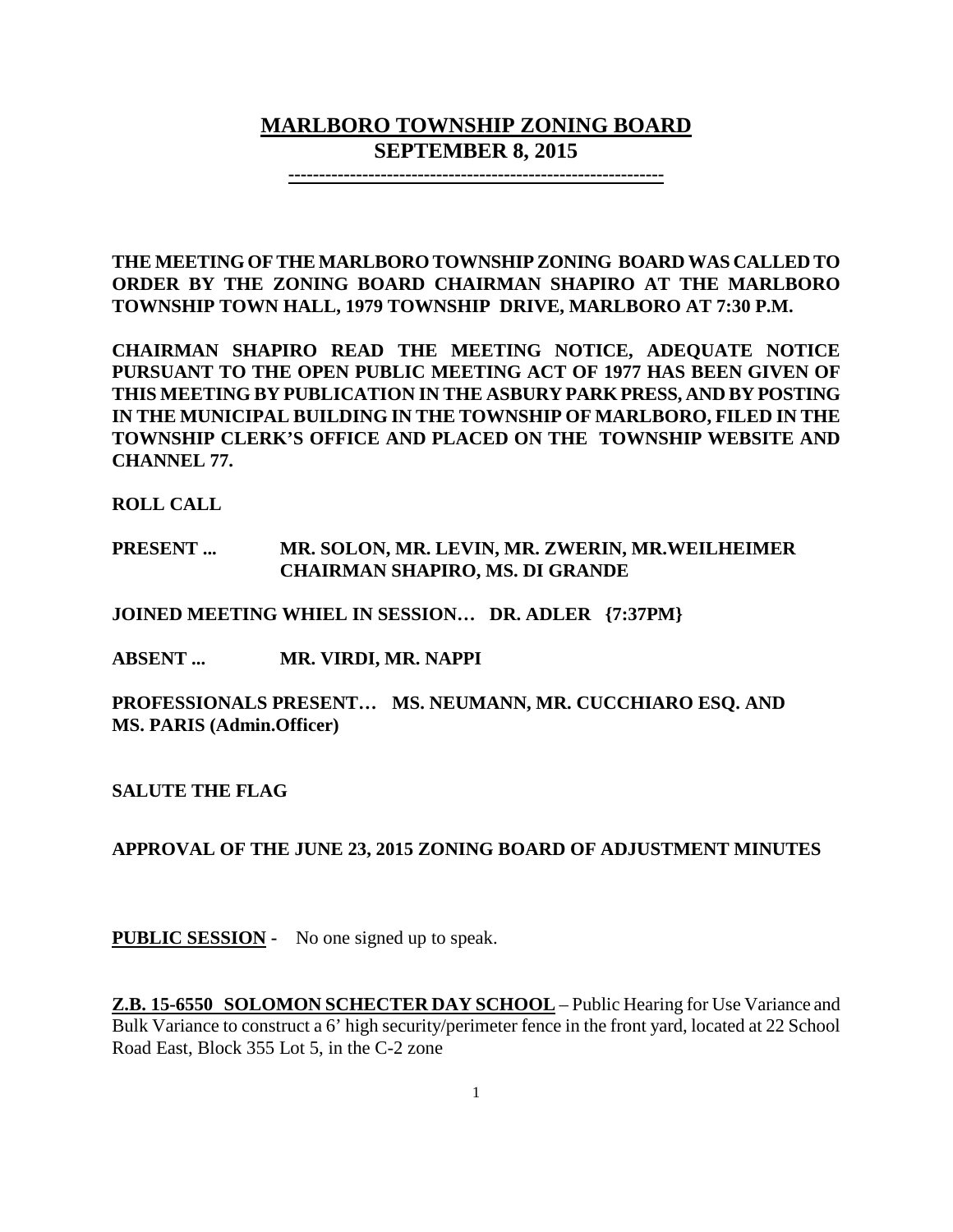# MARLBORO TOWNSHIP ZONING BOARD
## SEPTEMBER 8, 2015

---

**THE MEETING OF THE MARLBORO TOWNSHIP ZONING BOARD WAS CALLED TO ORDER BY THE ZONING BOARD CHAIRMAN SHAPIRO AT THE MARLBORO TOWNSHIP TOWN HALL, 1979 TOWNSHIP DRIVE, MARLBORO AT 7:30 P.M.**

**CHAIRMAN SHAPIRO READ THE MEETING NOTICE, ADEQUATE NOTICE PURSUANT TO THE OPEN PUBLIC MEETING ACT OF 1977 HAS BEEN GIVEN OF THIS MEETING BY PUBLICATION IN THE ASBURY PARK PRESS, AND BY POSTING IN THE MUNICIPAL BUILDING IN THE TOWNSHIP OF MARLBORO, FILED IN THE TOWNSHIP CLERK'S OFFICE AND PLACED ON THE TOWNSHIP WEBSITE AND CHANNEL 77.**

**ROLL CALL**

**PRESENT ... MR. SOLON, MR. LEVIN, MR. ZWERIN, MR.WEILHEIMER CHAIRMAN SHAPIRO, MS. DI GRANDE**

**JOINED MEETING WHIEL IN SESSION… DR. ADLER {7:37PM}**

**ABSENT ... MR. VIRDI, MR. NAPPI**

**PROFESSIONALS PRESENT… MS. NEUMANN, MR. CUCCHIARO ESQ. AND MS. PARIS (Admin.Officer)**

**SALUTE THE FLAG**

**APPROVAL OF THE JUNE 23, 2015 ZONING BOARD OF ADJUSTMENT MINUTES**

**PUBLIC SESSION** - No one signed up to speak.

**Z.B. 15-6550 SOLOMON SCHECTER DAY SCHOOL** – Public Hearing for Use Variance and Bulk Variance to construct a 6' high security/perimeter fence in the front yard, located at 22 School Road East, Block 355 Lot 5, in the C-2 zone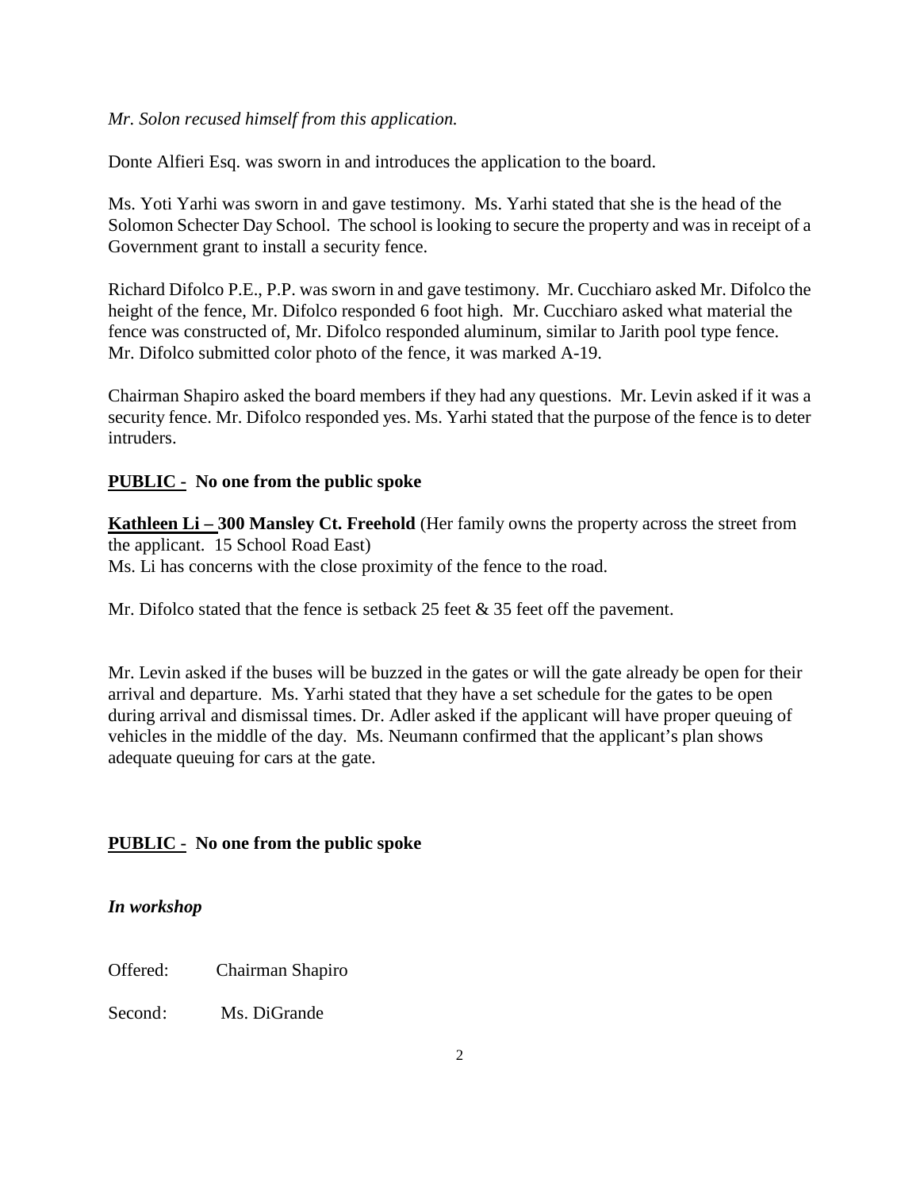*Mr. Solon recused himself from this application.*

Donte Alfieri Esq. was sworn in and introduces the application to the board.

Ms. Yoti Yarhi was sworn in and gave testimony. Ms. Yarhi stated that she is the head of the Solomon Schecter Day School. The school is looking to secure the property and was in receipt of a Government grant to install a security fence.

Richard Difolco P.E., P.P. was sworn in and gave testimony. Mr. Cucchiaro asked Mr. Difolco the height of the fence, Mr. Difolco responded 6 foot high. Mr. Cucchiaro asked what material the fence was constructed of, Mr. Difolco responded aluminum, similar to Jarith pool type fence. Mr. Difolco submitted color photo of the fence, it was marked A-19.

Chairman Shapiro asked the board members if they had any questions. Mr. Levin asked if it was a security fence. Mr. Difolco responded yes. Ms. Yarhi stated that the purpose of the fence is to deter intruders.

**PUBLIC - No one from the public spoke**

**Kathleen Li – 300 Mansley Ct. Freehold** (Her family owns the property across the street from the applicant. 15 School Road East)
Ms. Li has concerns with the close proximity of the fence to the road.

Mr. Difolco stated that the fence is setback 25 feet & 35 feet off the pavement.

Mr. Levin asked if the buses will be buzzed in the gates or will the gate already be open for their arrival and departure. Ms. Yarhi stated that they have a set schedule for the gates to be open during arrival and dismissal times. Dr. Adler asked if the applicant will have proper queuing of vehicles in the middle of the day. Ms. Neumann confirmed that the applicant's plan shows adequate queuing for cars at the gate.

**PUBLIC - No one from the public spoke**

***In workshop***

Offered: Chairman Shapiro

Second: Ms. DiGrande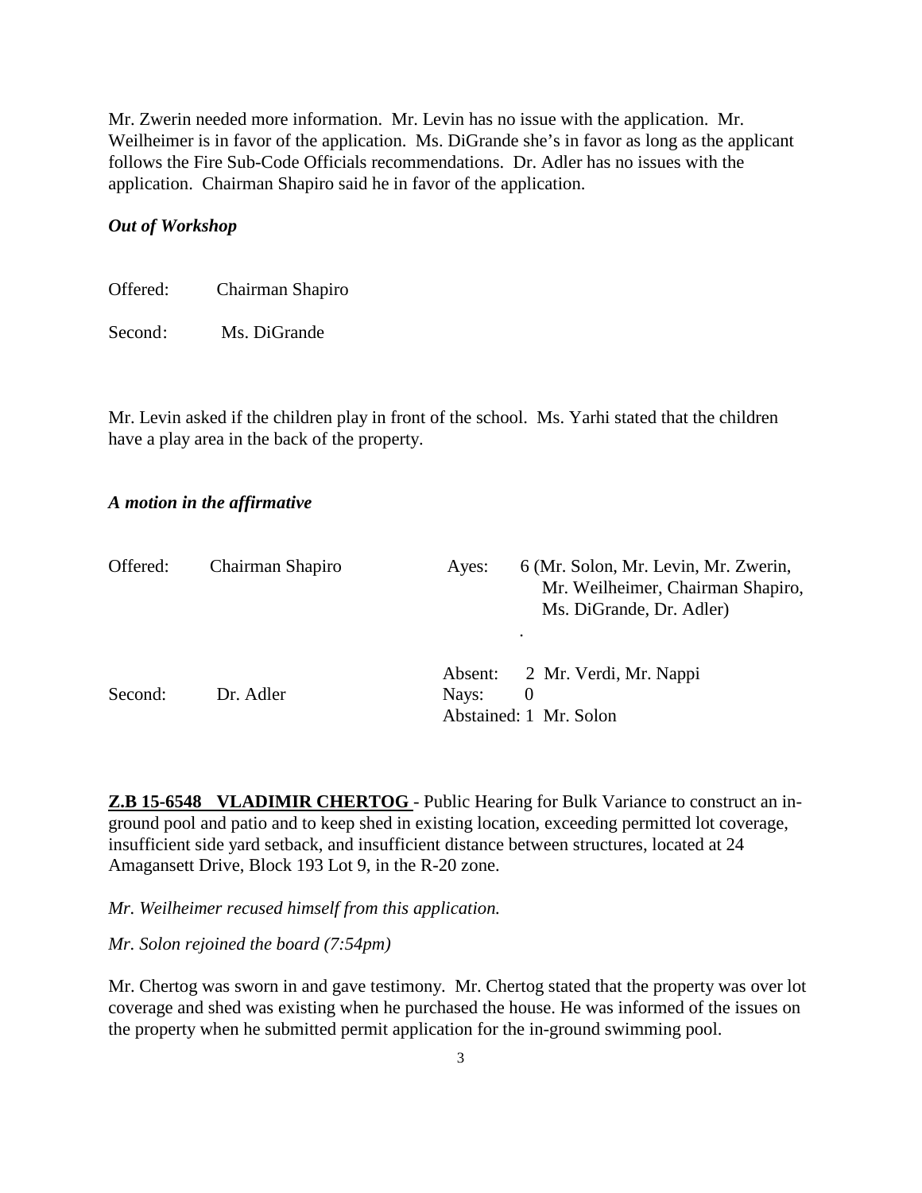Mr. Zwerin needed more information. Mr. Levin has no issue with the application. Mr. Weilheimer is in favor of the application. Ms. DiGrande she's in favor as long as the applicant follows the Fire Sub-Code Officials recommendations. Dr. Adler has no issues with the application. Chairman Shapiro said he in favor of the application.

***Out of Workshop***

Offered: Chairman Shapiro

Second: Ms. DiGrande

Mr. Levin asked if the children play in front of the school. Ms. Yarhi stated that the children have a play area in the back of the property.

***A motion in the affirmative***

| | | | |
|---|---|---|---|
| Offered: | Chairman Shapiro | Ayes: | 6 (Mr. Solon, Mr. Levin, Mr. Zwerin, Mr. Weilheimer, Chairman Shapiro, Ms. DiGrande, Dr. Adler) . |
| | | Absent: | 2 Mr. Verdi, Mr. Nappi |
| Second: | Dr. Adler | Nays: | 0 |
| | | Abstained: | 1 Mr. Solon |

**Z.B 15-6548 VLADIMIR CHERTOG** - Public Hearing for Bulk Variance to construct an in-ground pool and patio and to keep shed in existing location, exceeding permitted lot coverage, insufficient side yard setback, and insufficient distance between structures, located at 24 Amagansett Drive, Block 193 Lot 9, in the R-20 zone.

*Mr. Weilheimer recused himself from this application.*

*Mr. Solon rejoined the board (7:54pm)*

Mr. Chertog was sworn in and gave testimony. Mr. Chertog stated that the property was over lot coverage and shed was existing when he purchased the house. He was informed of the issues on the property when he submitted permit application for the in-ground swimming pool.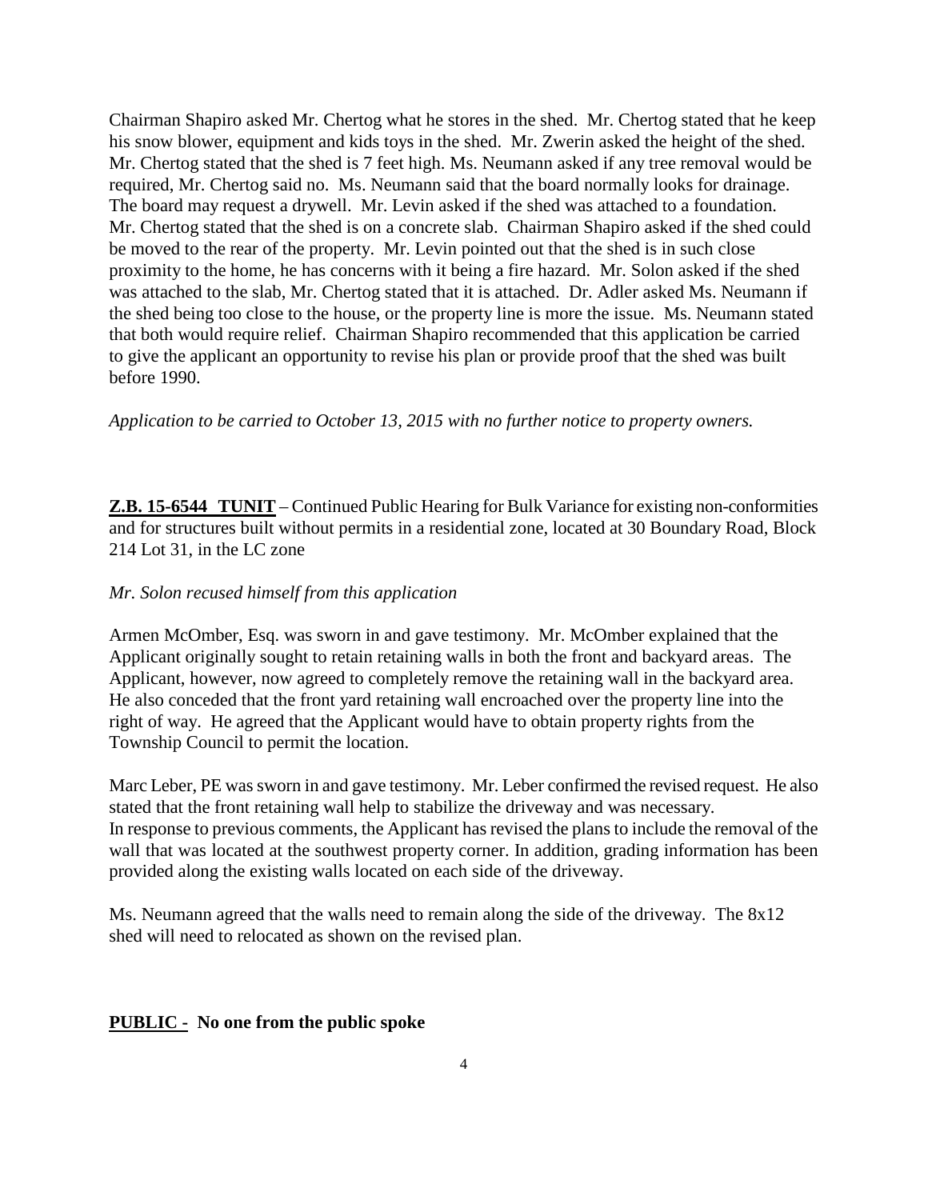Chairman Shapiro asked Mr. Chertog what he stores in the shed. Mr. Chertog stated that he keep his snow blower, equipment and kids toys in the shed. Mr. Zwerin asked the height of the shed. Mr. Chertog stated that the shed is 7 feet high. Ms. Neumann asked if any tree removal would be required, Mr. Chertog said no. Ms. Neumann said that the board normally looks for drainage. The board may request a drywell. Mr. Levin asked if the shed was attached to a foundation. Mr. Chertog stated that the shed is on a concrete slab. Chairman Shapiro asked if the shed could be moved to the rear of the property. Mr. Levin pointed out that the shed is in such close proximity to the home, he has concerns with it being a fire hazard. Mr. Solon asked if the shed was attached to the slab, Mr. Chertog stated that it is attached. Dr. Adler asked Ms. Neumann if the shed being too close to the house, or the property line is more the issue. Ms. Neumann stated that both would require relief. Chairman Shapiro recommended that this application be carried to give the applicant an opportunity to revise his plan or provide proof that the shed was built before 1990.

*Application to be carried to October 13, 2015 with no further notice to property owners.*

**Z.B. 15-6544 TUNIT** – Continued Public Hearing for Bulk Variance for existing non-conformities and for structures built without permits in a residential zone, located at 30 Boundary Road, Block 214 Lot 31, in the LC zone

*Mr. Solon recused himself from this application*

Armen McOmber, Esq. was sworn in and gave testimony. Mr. McOmber explained that the Applicant originally sought to retain retaining walls in both the front and backyard areas. The Applicant, however, now agreed to completely remove the retaining wall in the backyard area. He also conceded that the front yard retaining wall encroached over the property line into the right of way. He agreed that the Applicant would have to obtain property rights from the Township Council to permit the location.

Marc Leber, PE was sworn in and gave testimony. Mr. Leber confirmed the revised request. He also stated that the front retaining wall help to stabilize the driveway and was necessary. In response to previous comments, the Applicant has revised the plans to include the removal of the wall that was located at the southwest property corner. In addition, grading information has been provided along the existing walls located on each side of the driveway.

Ms. Neumann agreed that the walls need to remain along the side of the driveway. The 8x12 shed will need to relocated as shown on the revised plan.

**PUBLIC - No one from the public spoke**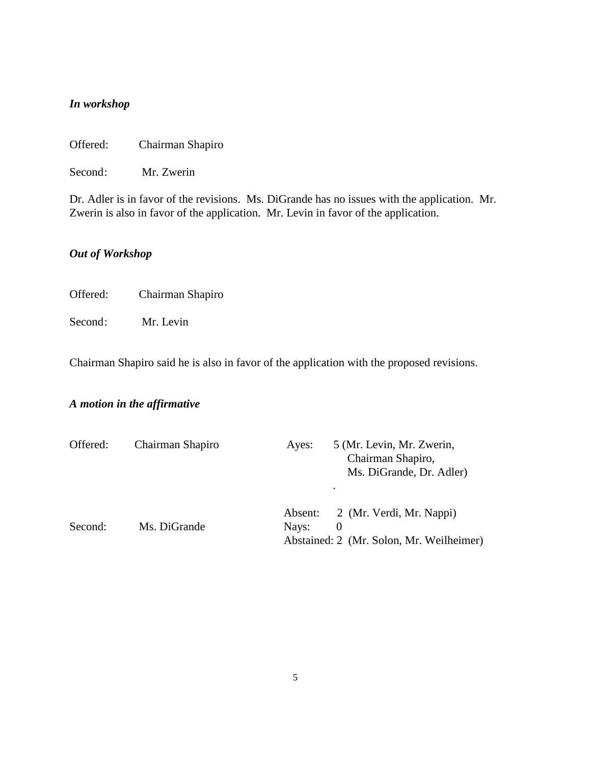***In workshop***

Offered: Chairman Shapiro

Second: Mr. Zwerin

Dr. Adler is in favor of the revisions. Ms. DiGrande has no issues with the application. Mr. Zwerin is also in favor of the application. Mr. Levin in favor of the application.

***Out of Workshop***

Offered: Chairman Shapiro

Second: Mr. Levin

Chairman Shapiro said he is also in favor of the application with the proposed revisions.

***A motion in the affirmative***

Offered: Chairman Shapiro

Second: Ms. DiGrande

Ayes: 5 (Mr. Levin, Mr. Zwerin, Chairman Shapiro, Ms. DiGrande, Dr. Adler)

Absent: 2 (Mr. Verdi, Mr. Nappi)

Nays: 0

Abstained: 2 (Mr. Solon, Mr. Weilheimer)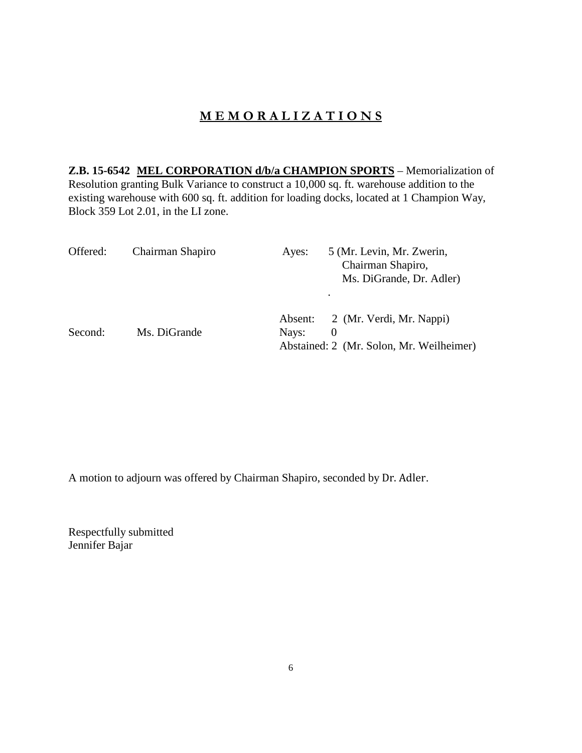## M E M O R A L I Z A T I O N S

**Z.B. 15-6542 MEL CORPORATION d/b/a CHAMPION SPORTS** – Memorialization of Resolution granting Bulk Variance to construct a 10,000 sq. ft. warehouse addition to the existing warehouse with 600 sq. ft. addition for loading docks, located at 1 Champion Way, Block 359 Lot 2.01, in the LI zone.

| | | | |
|---|---|---|---|
| Offered: | Chairman Shapiro | Ayes: | 5 (Mr. Levin, Mr. Zwerin, Chairman Shapiro, Ms. DiGrande, Dr. Adler) |
| | | Absent: | 2 (Mr. Verdi, Mr. Nappi) |
| Second: | Ms. DiGrande | Nays: | 0 |
| | | Abstained: | 2 (Mr. Solon, Mr. Weilheimer) |

A motion to adjourn was offered by Chairman Shapiro, seconded by Dr. Adler.

Respectfully submitted
Jennifer Bajar